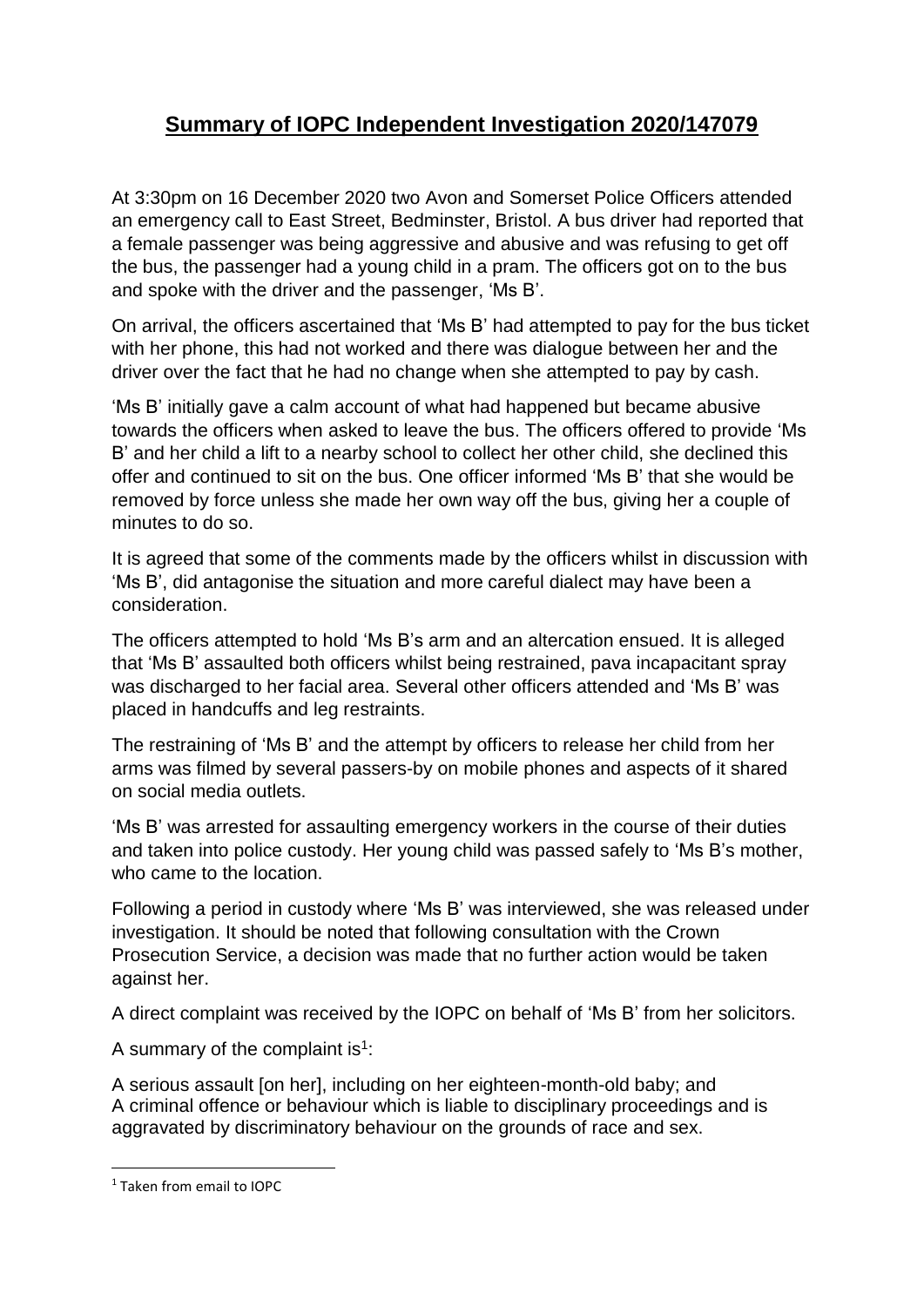# Summary of IOPC Independent Investigation 2020/147079

At 3:30pm on 16 December 2020 two Avon and Somerset Police Officers attended an emergency call to East Street, Bedminster, Bristol. A bus driver had reported that a female passenger was being aggressive and abusive and was refusing to get off the bus, the passenger had a young child in a pram. The officers got on to the bus and spoke with the driver and the passenger, 'Ms B'.

On arrival, the officers ascertained that 'Ms B' had attempted to pay for the bus ticket with her phone, this had not worked and there was dialogue between her and the driver over the fact that he had no change when she attempted to pay by cash.

'Ms B' initially gave a calm account of what had happened but became abusive towards the officers when asked to leave the bus. The officers offered to provide 'Ms B' and her child a lift to a nearby school to collect her other child, she declined this offer and continued to sit on the bus. One officer informed 'Ms B' that she would be removed by force unless she made her own way off the bus, giving her a couple of minutes to do so.

It is agreed that some of the comments made by the officers whilst in discussion with 'Ms B', did antagonise the situation and more careful dialect may have been a consideration.

The officers attempted to hold 'Ms B's arm and an altercation ensued. It is alleged that 'Ms B' assaulted both officers whilst being restrained, pava incapacitant spray was discharged to her facial area. Several other officers attended and 'Ms B' was placed in handcuffs and leg restraints.

The restraining of 'Ms B' and the attempt by officers to release her child from her arms was filmed by several passers-by on mobile phones and aspects of it shared on social media outlets.

'Ms B' was arrested for assaulting emergency workers in the course of their duties and taken into police custody. Her young child was passed safely to 'Ms B's mother, who came to the location.

Following a period in custody where 'Ms B' was interviewed, she was released under investigation. It should be noted that following consultation with the Crown Prosecution Service, a decision was made that no further action would be taken against her.

A direct complaint was received by the IOPC on behalf of 'Ms B' from her solicitors.

A summary of the complaint is[1]:

A serious assault [on her], including on her eighteen-month-old baby; and
A criminal offence or behaviour which is liable to disciplinary proceedings and is aggravated by discriminatory behaviour on the grounds of race and sex.

[1] Taken from email to IOPC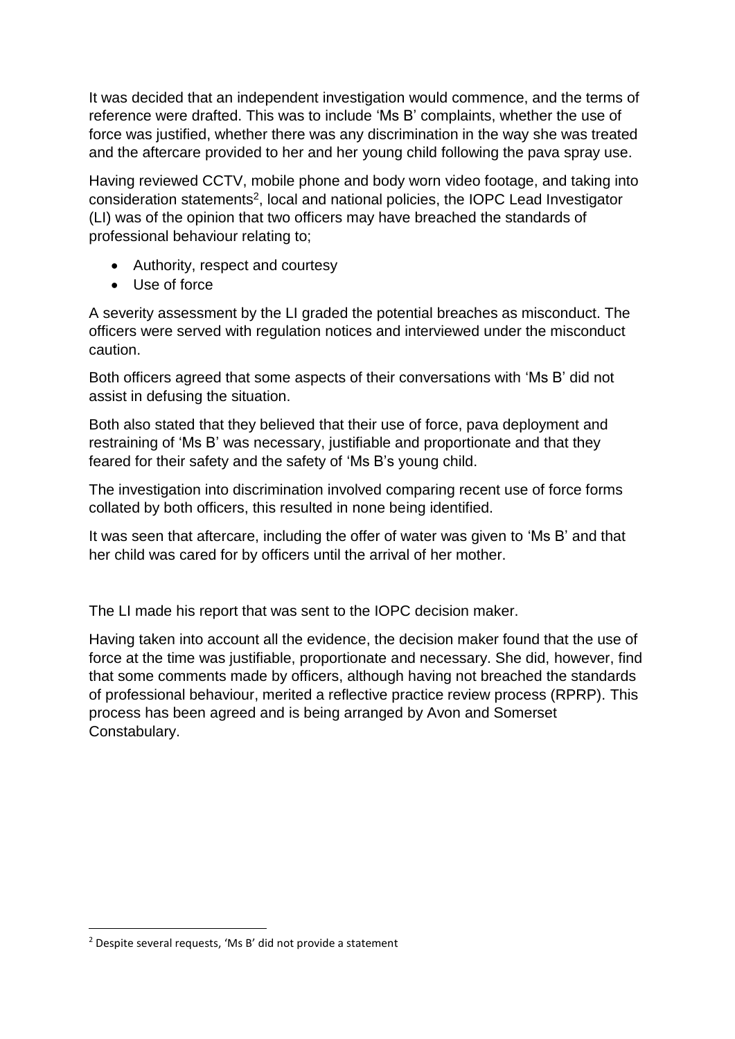It was decided that an independent investigation would commence, and the terms of reference were drafted. This was to include 'Ms B' complaints, whether the use of force was justified, whether there was any discrimination in the way she was treated and the aftercare provided to her and her young child following the pava spray use.

Having reviewed CCTV, mobile phone and body worn video footage, and taking into consideration statements[2], local and national policies, the IOPC Lead Investigator (LI) was of the opinion that two officers may have breached the standards of professional behaviour relating to;

- Authority, respect and courtesy
- Use of force

A severity assessment by the LI graded the potential breaches as misconduct. The officers were served with regulation notices and interviewed under the misconduct caution.

Both officers agreed that some aspects of their conversations with 'Ms B' did not assist in defusing the situation.

Both also stated that they believed that their use of force, pava deployment and restraining of 'Ms B' was necessary, justifiable and proportionate and that they feared for their safety and the safety of 'Ms B's young child.

The investigation into discrimination involved comparing recent use of force forms collated by both officers, this resulted in none being identified.

It was seen that aftercare, including the offer of water was given to 'Ms B' and that her child was cared for by officers until the arrival of her mother.

The LI made his report that was sent to the IOPC decision maker.

Having taken into account all the evidence, the decision maker found that the use of force at the time was justifiable, proportionate and necessary. She did, however, find that some comments made by officers, although having not breached the standards of professional behaviour, merited a reflective practice review process (RPRP). This process has been agreed and is being arranged by Avon and Somerset Constabulary.

[2] Despite several requests, 'Ms B' did not provide a statement